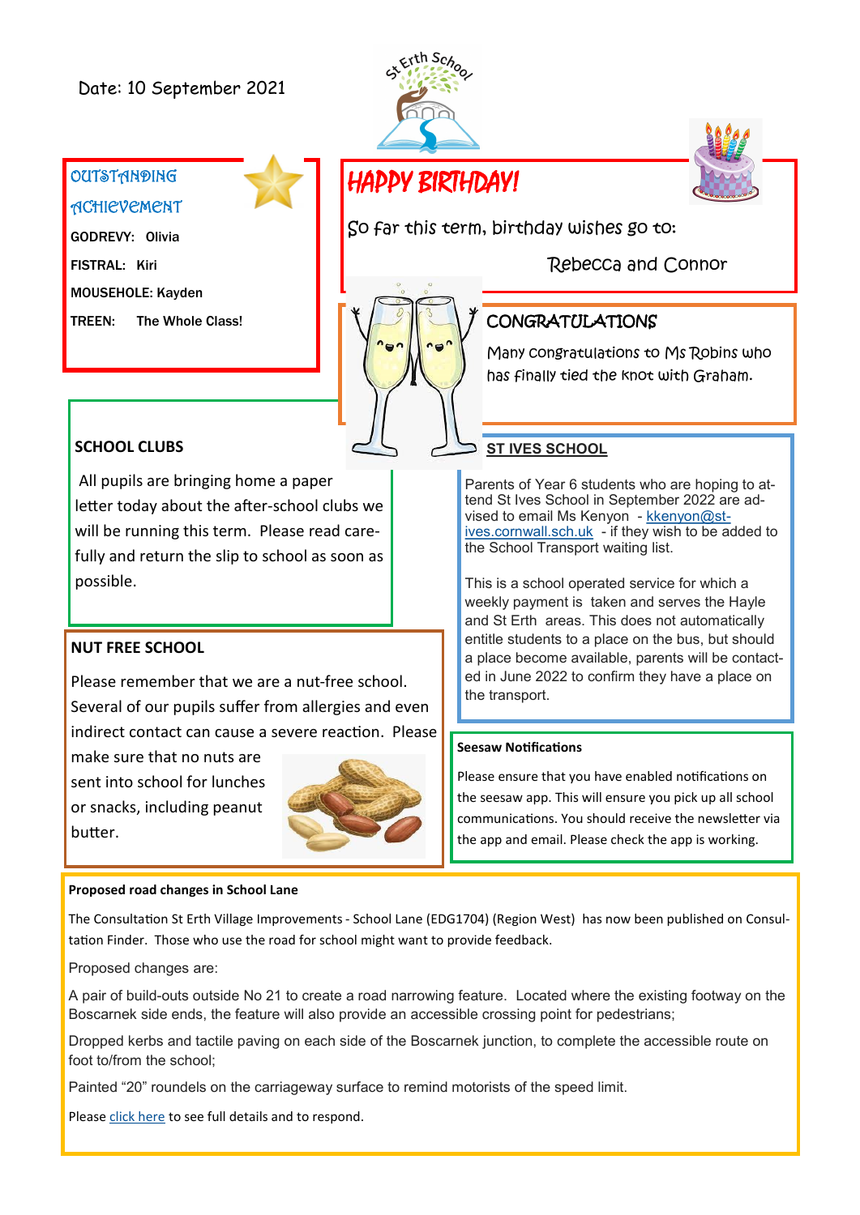Date: 10 September 2021

## OUTSTANDING ACHIEVEMENT

**GODREVY:** Olivia

**FISTRAL:** Kiri

**MOUSEHOLE:** Kayden

**TREEN:** The Whole Class!

## HAPPY BIRTHDAY!

So far this term, birthday wishes go to:

Rebecca and Connor

## CONGRATULATIONS

Many congratulations to Ms Robins who has finally tied the knot with Graham.

## SCHOOL CLUBS

All pupils are bringing home a paper letter today about the after-school clubs we will be running this term. Please read carefully and return the slip to school as soon as possible.

## ST IVES SCHOOL

Parents of Year 6 students who are hoping to attend St Ives School in September 2022 are advised to email Ms Kenyon - kkenyon@st-ives.cornwall.sch.uk - if they wish to be added to the School Transport waiting list.

This is a school operated service for which a weekly payment is taken and serves the Hayle and St Erth areas. This does not automatically entitle students to a place on the bus, but should a place become available, parents will be contacted in June 2022 to confirm they have a place on the transport.

## NUT FREE SCHOOL

Please remember that we are a nut-free school. Several of our pupils suffer from allergies and even indirect contact can cause a severe reaction. Please make sure that no nuts are sent into school for lunches or snacks, including peanut butter.

## Seesaw Notifications

Please ensure that you have enabled notifications on the seesaw app. This will ensure you pick up all school communications. You should receive the newsletter via the app and email. Please check the app is working.

## Proposed road changes in School Lane

The Consultation St Erth Village Improvements - School Lane (EDG1704) (Region West) has now been published on Consultation Finder. Those who use the road for school might want to provide feedback.

Proposed changes are:

A pair of build-outs outside No 21 to create a road narrowing feature. Located where the existing footway on the Boscarnek side ends, the feature will also provide an accessible crossing point for pedestrians;

Dropped kerbs and tactile paving on each side of the Boscarnek junction, to complete the accessible route on foot to/from the school;

Painted "20" roundels on the carriageway surface to remind motorists of the speed limit.

Please click here to see full details and to respond.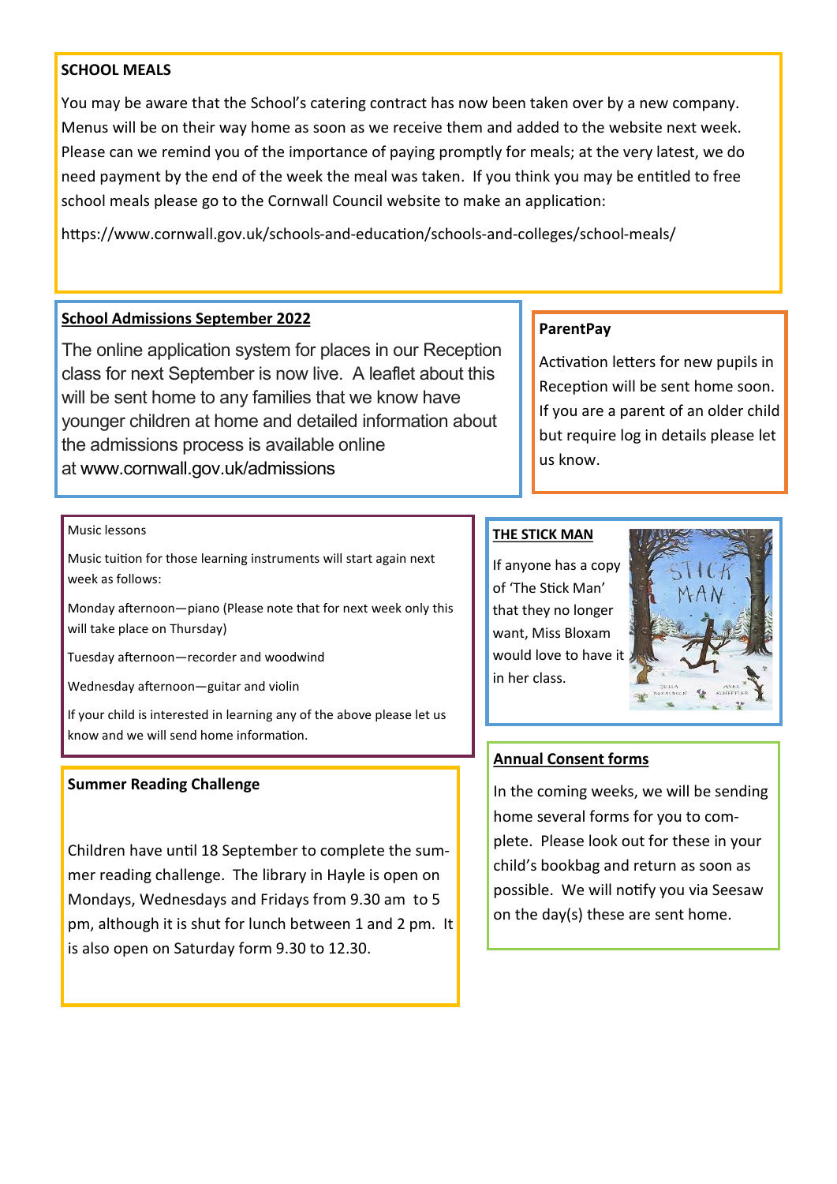## SCHOOL MEALS

You may be aware that the School's catering contract has now been taken over by a new company. Menus will be on their way home as soon as we receive them and added to the website next week. Please can we remind you of the importance of paying promptly for meals; at the very latest, we do need payment by the end of the week the meal was taken. If you think you may be entitled to free school meals please go to the Cornwall Council website to make an application:

https://www.cornwall.gov.uk/schools-and-education/schools-and-colleges/school-meals/

## School Admissions September 2022

The online application system for places in our Reception class for next September is now live. A leaflet about this will be sent home to any families that we know have younger children at home and detailed information about the admissions process is available online at www.cornwall.gov.uk/admissions

## ParentPay

Activation letters for new pupils in Reception will be sent home soon. If you are a parent of an older child but require log in details please let us know.

## Music lessons

Music tuition for those learning instruments will start again next week as follows:

Monday afternoon—piano (Please note that for next week only this will take place on Thursday)

Tuesday afternoon—recorder and woodwind

Wednesday afternoon—guitar and violin

If your child is interested in learning any of the above please let us know and we will send home information.

## THE STICK MAN

If anyone has a copy of 'The Stick Man' that they no longer want, Miss Bloxam would love to have it in her class.

## Summer Reading Challenge

Children have until 18 September to complete the summer reading challenge. The library in Hayle is open on Mondays, Wednesdays and Fridays from 9.30 am to 5 pm, although it is shut for lunch between 1 and 2 pm. It is also open on Saturday form 9.30 to 12.30.

## Annual Consent forms

In the coming weeks, we will be sending home several forms for you to complete. Please look out for these in your child's bookbag and return as soon as possible. We will notify you via Seesaw on the day(s) these are sent home.